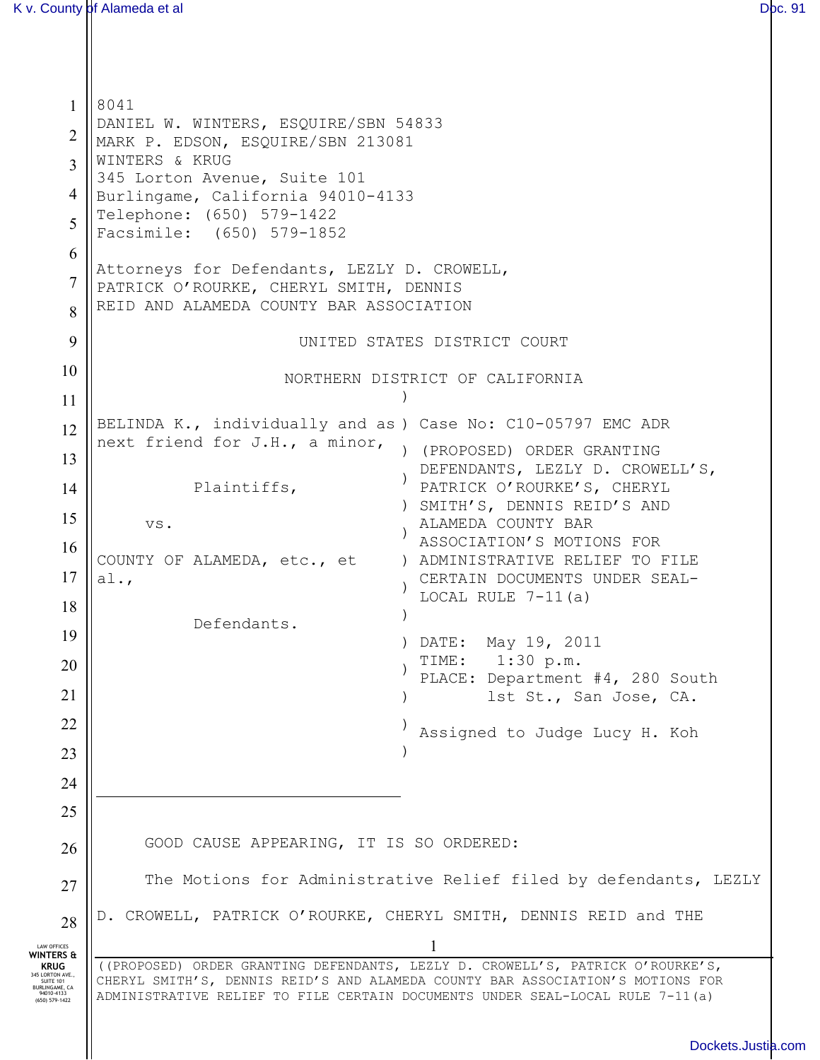8041
DANIEL W. WINTERS, ESQUIRE/SBN 54833
MARK P. EDSON, ESQUIRE/SBN 213081
WINTERS & KRUG
345 Lorton Avenue, Suite 101
Burlingame, California 94010-4133
Telephone: (650) 579-1422
Facsimile: (650) 579-1852

Attorneys for Defendants, LEZLY D. CROWELL, PATRICK O'ROURKE, CHERYL SMITH, DENNIS REID AND ALAMEDA COUNTY BAR ASSOCIATION

UNITED STATES DISTRICT COURT

NORTHERN DISTRICT OF CALIFORNIA

BELINDA K., individually and as next friend for J.H., a minor,

Plaintiffs,

vs.

COUNTY OF ALAMEDA, etc., et al.,

Defendants.

Case No: C10-05797 EMC ADR

(PROPOSED) ORDER GRANTING DEFENDANTS, LEZLY D. CROWELL'S, PATRICK O'ROURKE'S, CHERYL SMITH'S, DENNIS REID'S AND ALAMEDA COUNTY BAR ASSOCIATION'S MOTIONS FOR ADMINISTRATIVE RELIEF TO FILE CERTAIN DOCUMENTS UNDER SEAL-LOCAL RULE 7-11(a)

DATE: May 19, 2011
TIME: 1:30 p.m.
PLACE: Department #4, 280 South 1st St., San Jose, CA.

Assigned to Judge Lucy H. Koh

GOOD CAUSE APPEARING, IT IS SO ORDERED:

The Motions for Administrative Relief filed by defendants, LEZLY D. CROWELL, PATRICK O'ROURKE, CHERYL SMITH, DENNIS REID and THE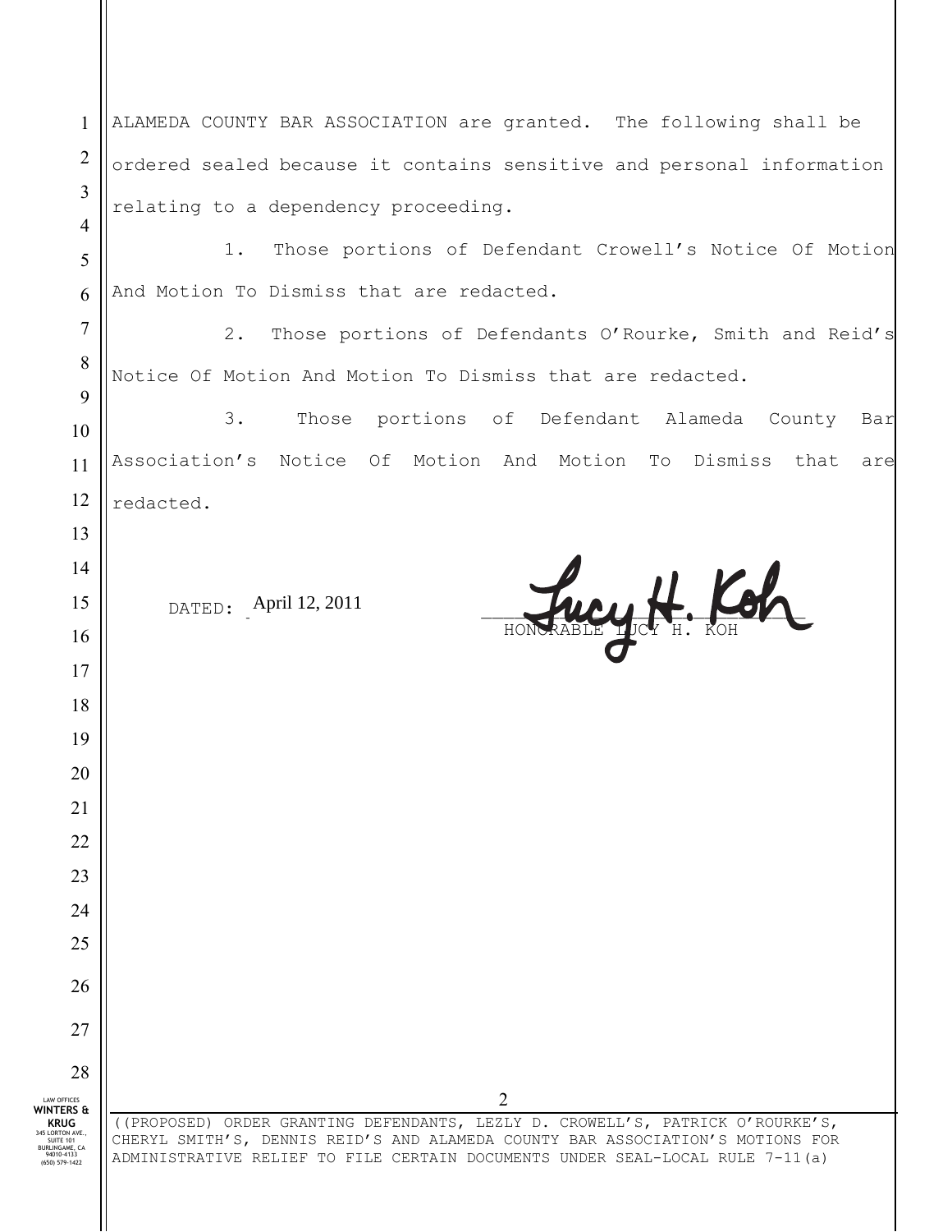ALAMEDA COUNTY BAR ASSOCIATION are granted. The following shall be ordered sealed because it contains sensitive and personal information relating to a dependency proceeding.

1. Those portions of Defendant Crowell's Notice Of Motion And Motion To Dismiss that are redacted.

2. Those portions of Defendants O'Rourke, Smith and Reid's Notice Of Motion And Motion To Dismiss that are redacted.

3. Those portions of Defendant Alameda County Bar Association's Notice Of Motion And Motion To Dismiss that are redacted.

DATED: April 12, 2011

Lucy H. Koh
HONORABLE LUCY H. KOH

((PROPOSED) ORDER GRANTING DEFENDANTS, LEZLY D. CROWELL'S, PATRICK O'ROURKE'S, CHERYL SMITH'S, DENNIS REID'S AND ALAMEDA COUNTY BAR ASSOCIATION'S MOTIONS FOR ADMINISTRATIVE RELIEF TO FILE CERTAIN DOCUMENTS UNDER SEAL-LOCAL RULE 7-11(a)